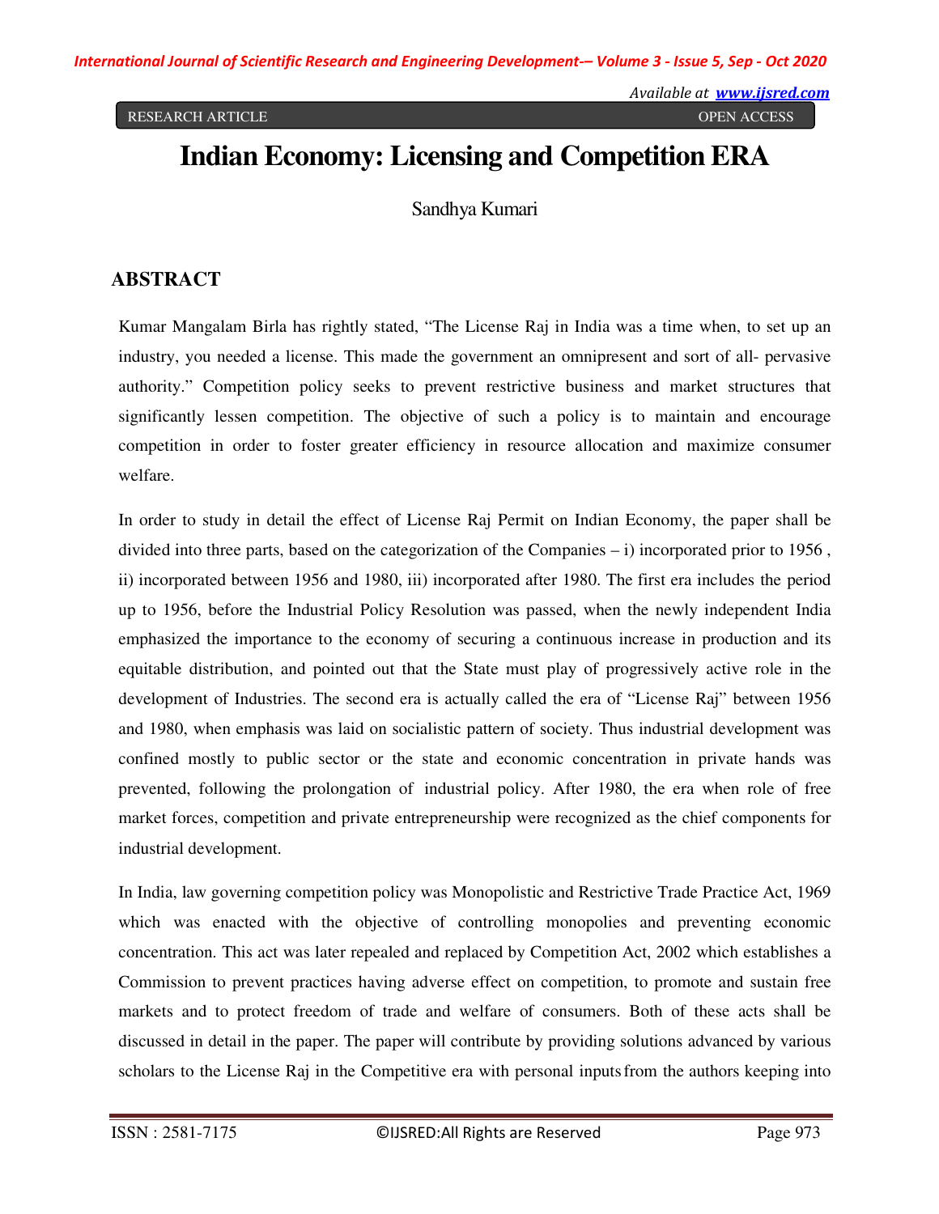RESEARCH ARTICLE OPEN ACCESS

# Indian Economy: Licensing and Competition ERA

Sandhya Kumari

## ABSTRACT

Kumar Mangalam Birla has rightly stated, "The License Raj in India was a time when, to set up an industry, you needed a license. This made the government an omnipresent and sort of all- pervasive authority." Competition policy seeks to prevent restrictive business and market structures that significantly lessen competition. The objective of such a policy is to maintain and encourage competition in order to foster greater efficiency in resource allocation and maximize consumer welfare.

In order to study in detail the effect of License Raj Permit on Indian Economy, the paper shall be divided into three parts, based on the categorization of the Companies – i) incorporated prior to 1956 , ii) incorporated between 1956 and 1980, iii) incorporated after 1980. The first era includes the period up to 1956, before the Industrial Policy Resolution was passed, when the newly independent India emphasized the importance to the economy of securing a continuous increase in production and its equitable distribution, and pointed out that the State must play of progressively active role in the development of Industries. The second era is actually called the era of "License Raj" between 1956 and 1980, when emphasis was laid on socialistic pattern of society. Thus industrial development was confined mostly to public sector or the state and economic concentration in private hands was prevented, following the prolongation of industrial policy. After 1980, the era when role of free market forces, competition and private entrepreneurship were recognized as the chief components for industrial development.

In India, law governing competition policy was Monopolistic and Restrictive Trade Practice Act, 1969 which was enacted with the objective of controlling monopolies and preventing economic concentration. This act was later repealed and replaced by Competition Act, 2002 which establishes a Commission to prevent practices having adverse effect on competition, to promote and sustain free markets and to protect freedom of trade and welfare of consumers. Both of these acts shall be discussed in detail in the paper. The paper will contribute by providing solutions advanced by various scholars to the License Raj in the Competitive era with personal inputs from the authors keeping into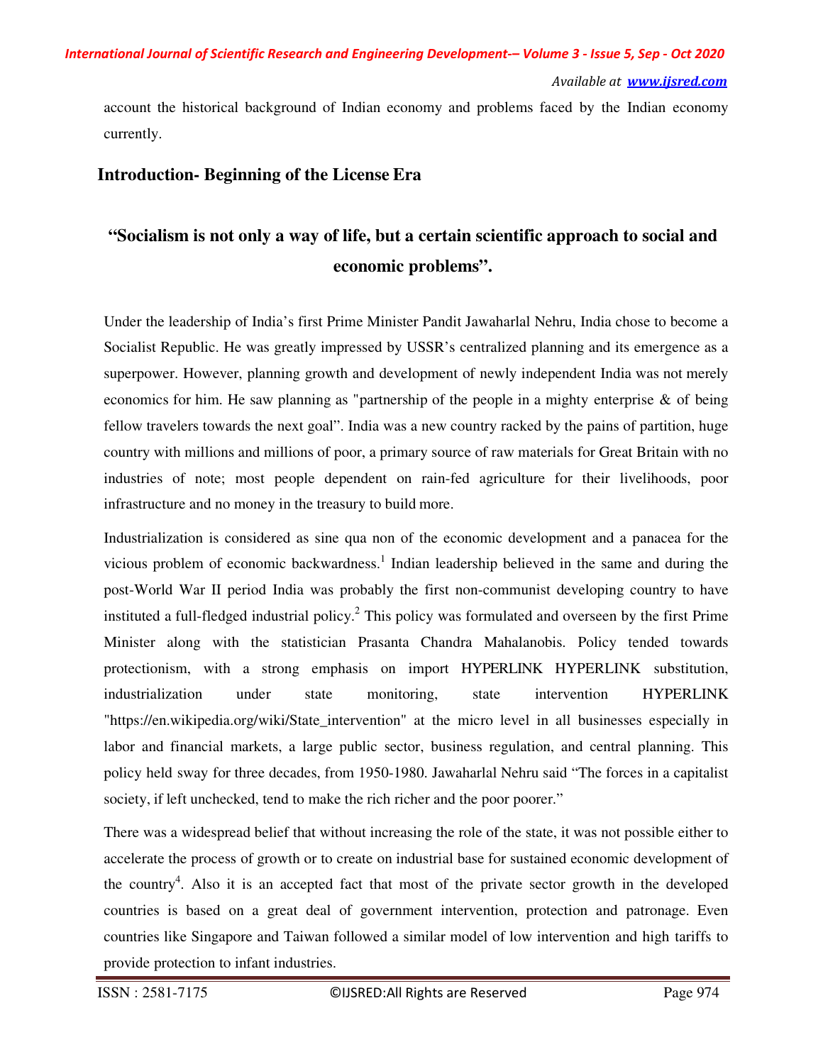account the historical background of Indian economy and problems faced by the Indian economy currently.

## Introduction- Beginning of the License Era

**"Socialism is not only a way of life, but a certain scientific approach to social and economic problems".**

Under the leadership of India's first Prime Minister Pandit Jawaharlal Nehru, India chose to become a Socialist Republic. He was greatly impressed by USSR's centralized planning and its emergence as a superpower. However, planning growth and development of newly independent India was not merely economics for him. He saw planning as "partnership of the people in a mighty enterprise & of being fellow travelers towards the next goal". India was a new country racked by the pains of partition, huge country with millions and millions of poor, a primary source of raw materials for Great Britain with no industries of note; most people dependent on rain-fed agriculture for their livelihoods, poor infrastructure and no money in the treasury to build more.

Industrialization is considered as sine qua non of the economic development and a panacea for the vicious problem of economic backwardness.[1] Indian leadership believed in the same and during the post-World War II period India was probably the first non-communist developing country to have instituted a full-fledged industrial policy.[2] This policy was formulated and overseen by the first Prime Minister along with the statistician Prasanta Chandra Mahalanobis. Policy tended towards protectionism, with a strong emphasis on import HYPERLINK HYPERLINK substitution, industrialization under state monitoring, state intervention HYPERLINK "https://en.wikipedia.org/wiki/State_intervention" at the micro level in all businesses especially in labor and financial markets, a large public sector, business regulation, and central planning. This policy held sway for three decades, from 1950-1980. Jawaharlal Nehru said "The forces in a capitalist society, if left unchecked, tend to make the rich richer and the poor poorer."

There was a widespread belief that without increasing the role of the state, it was not possible either to accelerate the process of growth or to create on industrial base for sustained economic development of the country[4]. Also it is an accepted fact that most of the private sector growth in the developed countries is based on a great deal of government intervention, protection and patronage. Even countries like Singapore and Taiwan followed a similar model of low intervention and high tariffs to provide protection to infant industries.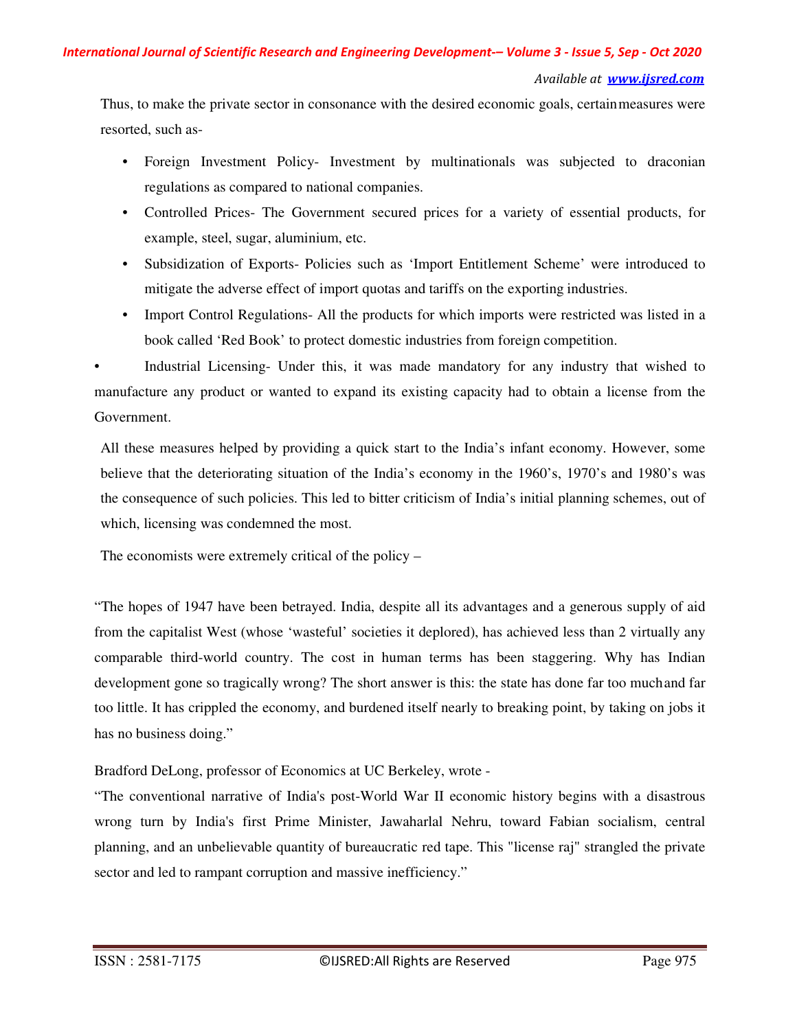Thus, to make the private sector in consonance with the desired economic goals, certain measures were resorted, such as-

- Foreign Investment Policy- Investment by multinationals was subjected to draconian regulations as compared to national companies.
- Controlled Prices- The Government secured prices for a variety of essential products, for example, steel, sugar, aluminium, etc.
- Subsidization of Exports- Policies such as 'Import Entitlement Scheme' were introduced to mitigate the adverse effect of import quotas and tariffs on the exporting industries.
- Import Control Regulations- All the products for which imports were restricted was listed in a book called 'Red Book' to protect domestic industries from foreign competition.
- Industrial Licensing- Under this, it was made mandatory for any industry that wished to manufacture any product or wanted to expand its existing capacity had to obtain a license from the Government.

All these measures helped by providing a quick start to the India's infant economy. However, some believe that the deteriorating situation of the India's economy in the 1960's, 1970's and 1980's was the consequence of such policies. This led to bitter criticism of India's initial planning schemes, out of which, licensing was condemned the most.

The economists were extremely critical of the policy –

"The hopes of 1947 have been betrayed. India, despite all its advantages and a generous supply of aid from the capitalist West (whose 'wasteful' societies it deplored), has achieved less than 2 virtually any comparable third-world country. The cost in human terms has been staggering. Why has Indian development gone so tragically wrong? The short answer is this: the state has done far too much and far too little. It has crippled the economy, and burdened itself nearly to breaking point, by taking on jobs it has no business doing."

Bradford DeLong, professor of Economics at UC Berkeley, wrote -

"The conventional narrative of India's post-World War II economic history begins with a disastrous wrong turn by India's first Prime Minister, Jawaharlal Nehru, toward Fabian socialism, central planning, and an unbelievable quantity of bureaucratic red tape. This "license raj" strangled the private sector and led to rampant corruption and massive inefficiency."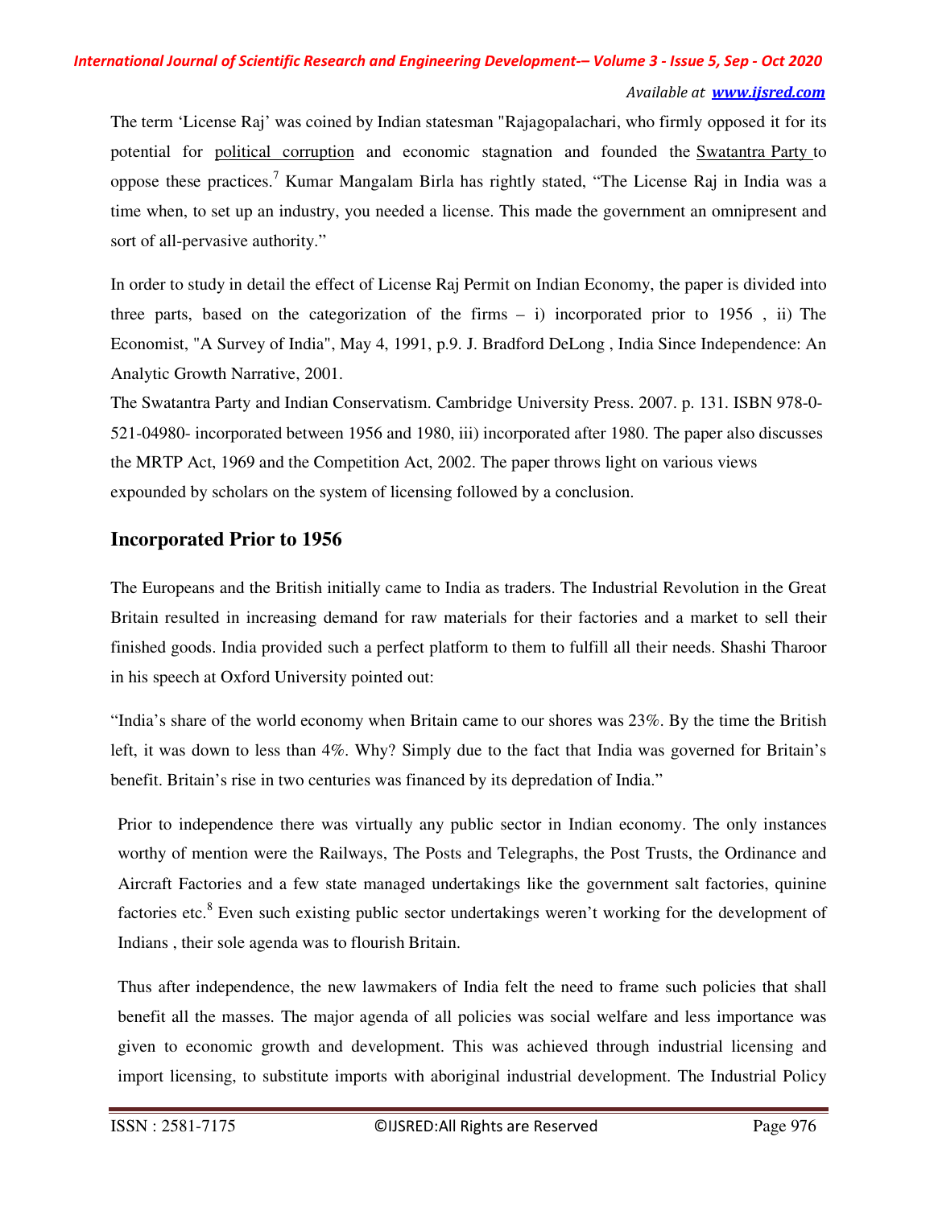The term 'License Raj' was coined by Indian statesman "Rajagopalachari, who firmly opposed it for its potential for political corruption and economic stagnation and founded the Swatantra Party to oppose these practices.[7] Kumar Mangalam Birla has rightly stated, "The License Raj in India was a time when, to set up an industry, you needed a license. This made the government an omnipresent and sort of all-pervasive authority."

In order to study in detail the effect of License Raj Permit on Indian Economy, the paper is divided into three parts, based on the categorization of the firms – i) incorporated prior to 1956 , ii) The Economist, "A Survey of India", May 4, 1991, p.9. J. Bradford DeLong , India Since Independence: An Analytic Growth Narrative, 2001.

The Swatantra Party and Indian Conservatism. Cambridge University Press. 2007. p. 131. ISBN 978-0-521-04980- incorporated between 1956 and 1980, iii) incorporated after 1980. The paper also discusses the MRTP Act, 1969 and the Competition Act, 2002. The paper throws light on various views expounded by scholars on the system of licensing followed by a conclusion.

## Incorporated Prior to 1956

The Europeans and the British initially came to India as traders. The Industrial Revolution in the Great Britain resulted in increasing demand for raw materials for their factories and a market to sell their finished goods. India provided such a perfect platform to them to fulfill all their needs. Shashi Tharoor in his speech at Oxford University pointed out:

"India's share of the world economy when Britain came to our shores was 23%. By the time the British left, it was down to less than 4%. Why? Simply due to the fact that India was governed for Britain's benefit. Britain's rise in two centuries was financed by its depredation of India."

Prior to independence there was virtually any public sector in Indian economy. The only instances worthy of mention were the Railways, The Posts and Telegraphs, the Post Trusts, the Ordinance and Aircraft Factories and a few state managed undertakings like the government salt factories, quinine factories etc.[8] Even such existing public sector undertakings weren't working for the development of Indians , their sole agenda was to flourish Britain.

Thus after independence, the new lawmakers of India felt the need to frame such policies that shall benefit all the masses. The major agenda of all policies was social welfare and less importance was given to economic growth and development. This was achieved through industrial licensing and import licensing, to substitute imports with aboriginal industrial development. The Industrial Policy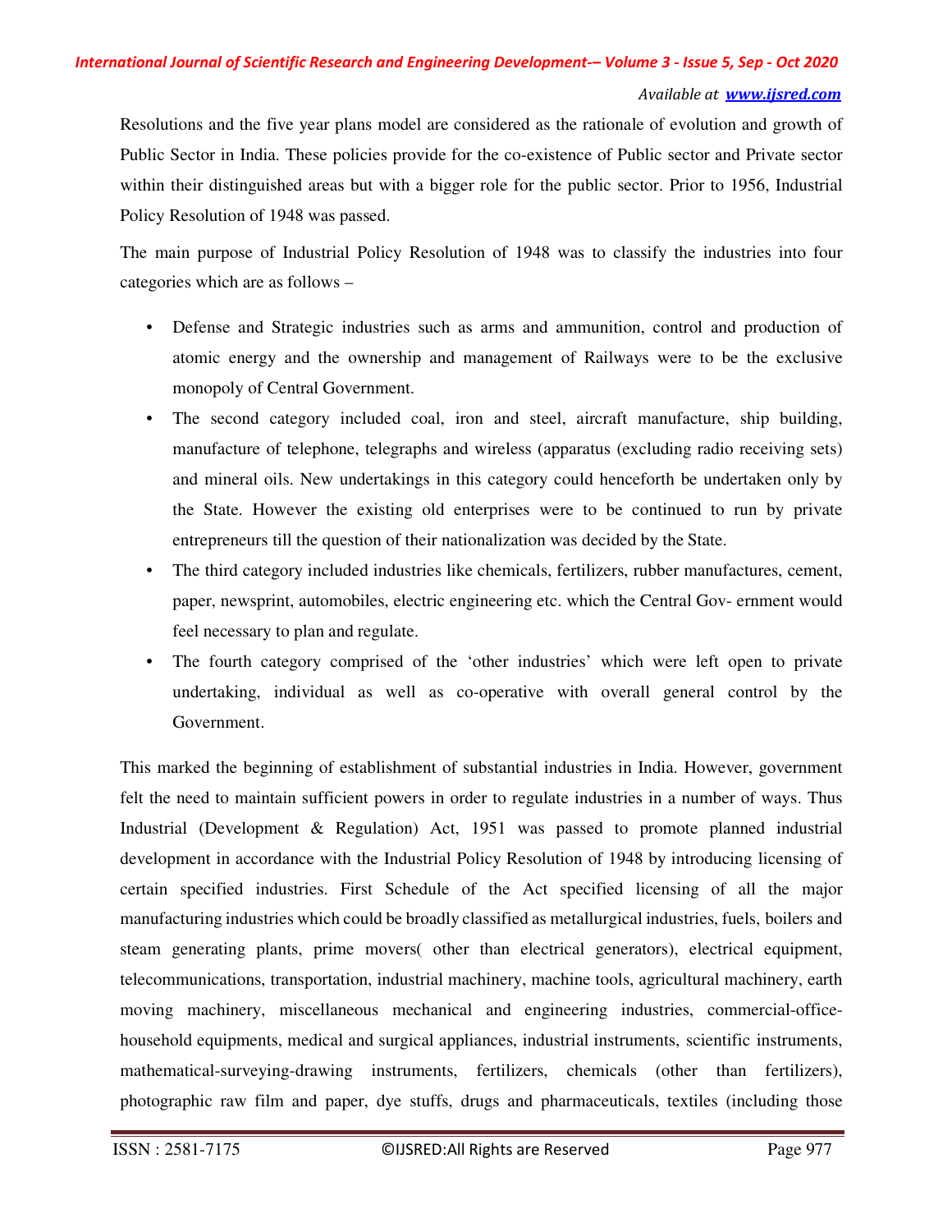Resolutions and the five year plans model are considered as the rationale of evolution and growth of Public Sector in India. These policies provide for the co-existence of Public sector and Private sector within their distinguished areas but with a bigger role for the public sector. Prior to 1956, Industrial Policy Resolution of 1948 was passed.

The main purpose of Industrial Policy Resolution of 1948 was to classify the industries into four categories which are as follows –

- Defense and Strategic industries such as arms and ammunition, control and production of atomic energy and the ownership and management of Railways were to be the exclusive monopoly of Central Government.
- The second category included coal, iron and steel, aircraft manufacture, ship building, manufacture of telephone, telegraphs and wireless (apparatus (excluding radio receiving sets) and mineral oils. New undertakings in this category could henceforth be undertaken only by the State. However the existing old enterprises were to be continued to run by private entrepreneurs till the question of their nationalization was decided by the State.
- The third category included industries like chemicals, fertilizers, rubber manufactures, cement, paper, newsprint, automobiles, electric engineering etc. which the Central Gov- ernment would feel necessary to plan and regulate.
- The fourth category comprised of the 'other industries' which were left open to private undertaking, individual as well as co-operative with overall general control by the Government.

This marked the beginning of establishment of substantial industries in India. However, government felt the need to maintain sufficient powers in order to regulate industries in a number of ways. Thus Industrial (Development & Regulation) Act, 1951 was passed to promote planned industrial development in accordance with the Industrial Policy Resolution of 1948 by introducing licensing of certain specified industries. First Schedule of the Act specified licensing of all the major manufacturing industries which could be broadly classified as metallurgical industries, fuels, boilers and steam generating plants, prime movers( other than electrical generators), electrical equipment, telecommunications, transportation, industrial machinery, machine tools, agricultural machinery, earth moving machinery, miscellaneous mechanical and engineering industries, commercial-office-household equipments, medical and surgical appliances, industrial instruments, scientific instruments, mathematical-surveying-drawing instruments, fertilizers, chemicals (other than fertilizers), photographic raw film and paper, dye stuffs, drugs and pharmaceuticals, textiles (including those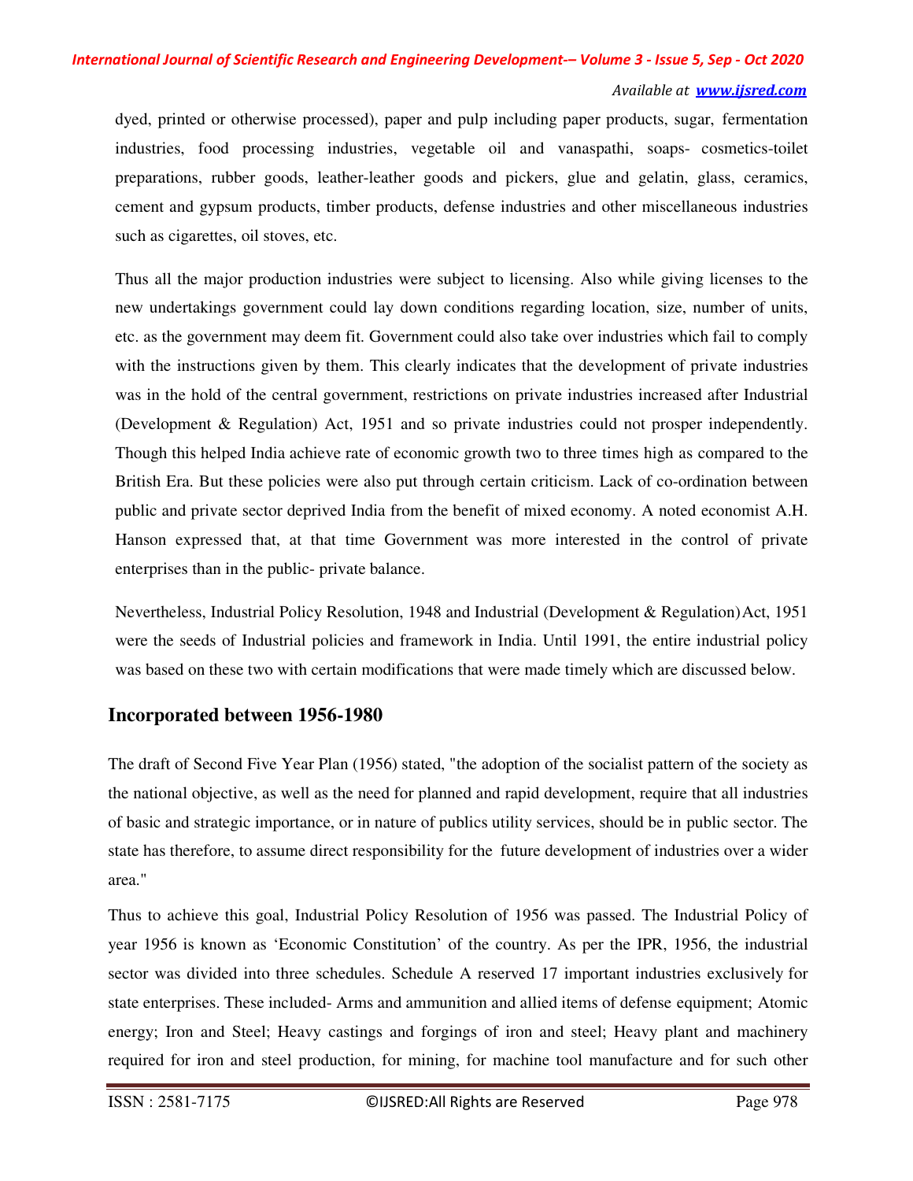dyed, printed or otherwise processed), paper and pulp including paper products, sugar, fermentation industries, food processing industries, vegetable oil and vanaspathi, soaps- cosmetics-toilet preparations, rubber goods, leather-leather goods and pickers, glue and gelatin, glass, ceramics, cement and gypsum products, timber products, defense industries and other miscellaneous industries such as cigarettes, oil stoves, etc.

Thus all the major production industries were subject to licensing. Also while giving licenses to the new undertakings government could lay down conditions regarding location, size, number of units, etc. as the government may deem fit. Government could also take over industries which fail to comply with the instructions given by them. This clearly indicates that the development of private industries was in the hold of the central government, restrictions on private industries increased after Industrial (Development & Regulation) Act, 1951 and so private industries could not prosper independently. Though this helped India achieve rate of economic growth two to three times high as compared to the British Era. But these policies were also put through certain criticism. Lack of co-ordination between public and private sector deprived India from the benefit of mixed economy. A noted economist A.H. Hanson expressed that, at that time Government was more interested in the control of private enterprises than in the public- private balance.

Nevertheless, Industrial Policy Resolution, 1948 and Industrial (Development & Regulation) Act, 1951 were the seeds of Industrial policies and framework in India. Until 1991, the entire industrial policy was based on these two with certain modifications that were made timely which are discussed below.

## Incorporated between 1956-1980

The draft of Second Five Year Plan (1956) stated, "the adoption of the socialist pattern of the society as the national objective, as well as the need for planned and rapid development, require that all industries of basic and strategic importance, or in nature of publics utility services, should be in public sector. The state has therefore, to assume direct responsibility for the future development of industries over a wider area."

Thus to achieve this goal, Industrial Policy Resolution of 1956 was passed. The Industrial Policy of year 1956 is known as 'Economic Constitution' of the country. As per the IPR, 1956, the industrial sector was divided into three schedules. Schedule A reserved 17 important industries exclusively for state enterprises. These included- Arms and ammunition and allied items of defense equipment; Atomic energy; Iron and Steel; Heavy castings and forgings of iron and steel; Heavy plant and machinery required for iron and steel production, for mining, for machine tool manufacture and for such other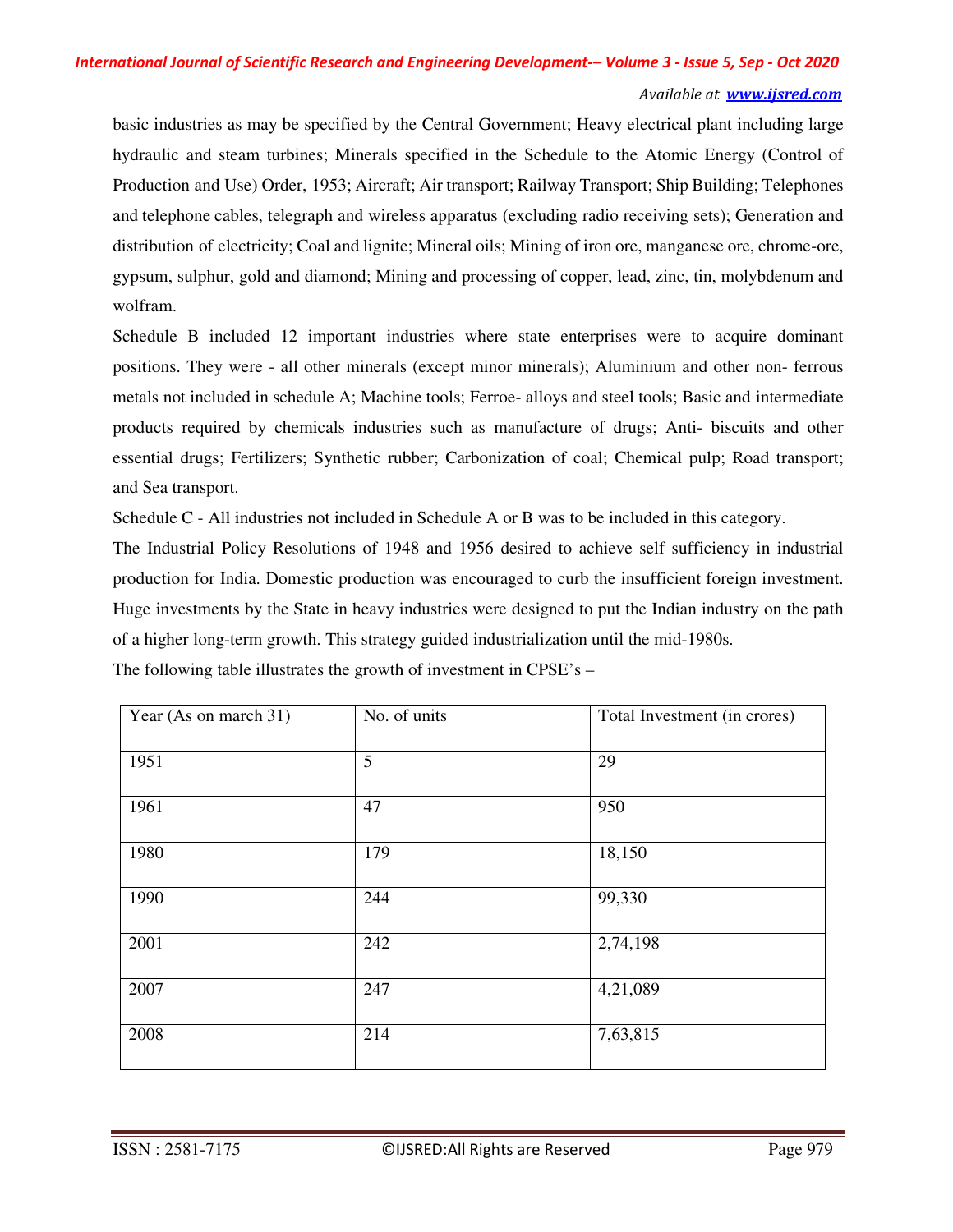basic industries as may be specified by the Central Government; Heavy electrical plant including large hydraulic and steam turbines; Minerals specified in the Schedule to the Atomic Energy (Control of Production and Use) Order, 1953; Aircraft; Air transport; Railway Transport; Ship Building; Telephones and telephone cables, telegraph and wireless apparatus (excluding radio receiving sets); Generation and distribution of electricity; Coal and lignite; Mineral oils; Mining of iron ore, manganese ore, chrome-ore, gypsum, sulphur, gold and diamond; Mining and processing of copper, lead, zinc, tin, molybdenum and wolfram.

Schedule B included 12 important industries where state enterprises were to acquire dominant positions. They were - all other minerals (except minor minerals); Aluminium and other non- ferrous metals not included in schedule A; Machine tools; Ferroe- alloys and steel tools; Basic and intermediate products required by chemicals industries such as manufacture of drugs; Anti- biscuits and other essential drugs; Fertilizers; Synthetic rubber; Carbonization of coal; Chemical pulp; Road transport; and Sea transport.

Schedule C - All industries not included in Schedule A or B was to be included in this category.

The Industrial Policy Resolutions of 1948 and 1956 desired to achieve self sufficiency in industrial production for India. Domestic production was encouraged to curb the insufficient foreign investment. Huge investments by the State in heavy industries were designed to put the Indian industry on the path of a higher long-term growth. This strategy guided industrialization until the mid-1980s.

The following table illustrates the growth of investment in CPSE's –

| Year (As on march 31) | No. of units | Total Investment (in crores) |
|---|---|---|
| 1951 | 5 | 29 |
| 1961 | 47 | 950 |
| 1980 | 179 | 18,150 |
| 1990 | 244 | 99,330 |
| 2001 | 242 | 2,74,198 |
| 2007 | 247 | 4,21,089 |
| 2008 | 214 | 7,63,815 |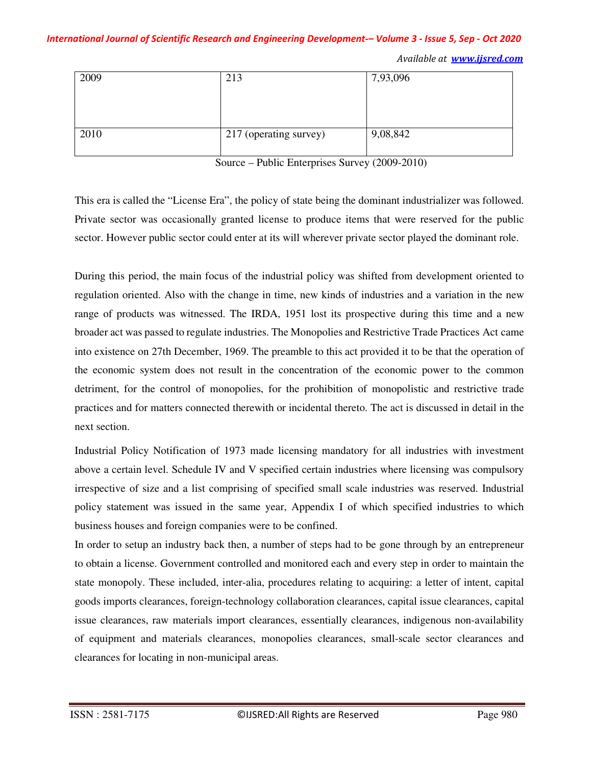| 2009 | 213 | 7,93,096 |
|---|---|---|
| 2010 | 217 (operating survey) | 9,08,842 |

Source – Public Enterprises Survey (2009-2010)

This era is called the "License Era", the policy of state being the dominant industrializer was followed. Private sector was occasionally granted license to produce items that were reserved for the public sector. However public sector could enter at its will wherever private sector played the dominant role.

During this period, the main focus of the industrial policy was shifted from development oriented to regulation oriented. Also with the change in time, new kinds of industries and a variation in the new range of products was witnessed. The IRDA, 1951 lost its prospective during this time and a new broader act was passed to regulate industries. The Monopolies and Restrictive Trade Practices Act came into existence on 27th December, 1969. The preamble to this act provided it to be that the operation of the economic system does not result in the concentration of the economic power to the common detriment, for the control of monopolies, for the prohibition of monopolistic and restrictive trade practices and for matters connected therewith or incidental thereto. The act is discussed in detail in the next section.

Industrial Policy Notification of 1973 made licensing mandatory for all industries with investment above a certain level. Schedule IV and V specified certain industries where licensing was compulsory irrespective of size and a list comprising of specified small scale industries was reserved. Industrial policy statement was issued in the same year, Appendix I of which specified industries to which business houses and foreign companies were to be confined.

In order to setup an industry back then, a number of steps had to be gone through by an entrepreneur to obtain a license. Government controlled and monitored each and every step in order to maintain the state monopoly. These included, inter-alia, procedures relating to acquiring: a letter of intent, capital goods imports clearances, foreign-technology collaboration clearances, capital issue clearances, capital issue clearances, raw materials import clearances, essentially clearances, indigenous non-availability of equipment and materials clearances, monopolies clearances, small-scale sector clearances and clearances for locating in non-municipal areas.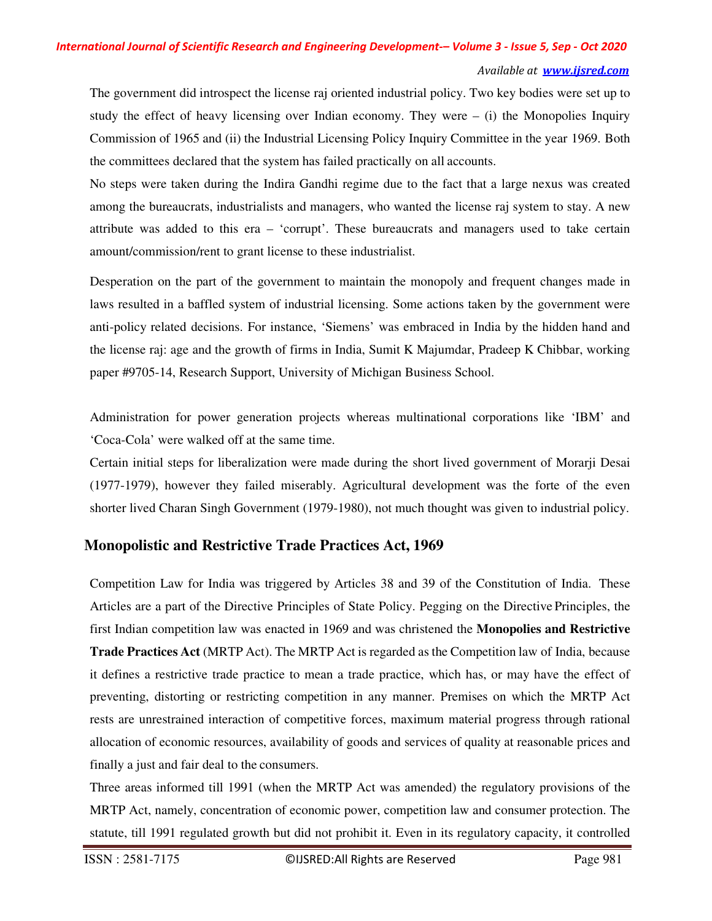The government did introspect the license raj oriented industrial policy. Two key bodies were set up to study the effect of heavy licensing over Indian economy. They were – (i) the Monopolies Inquiry Commission of 1965 and (ii) the Industrial Licensing Policy Inquiry Committee in the year 1969. Both the committees declared that the system has failed practically on all accounts.

No steps were taken during the Indira Gandhi regime due to the fact that a large nexus was created among the bureaucrats, industrialists and managers, who wanted the license raj system to stay. A new attribute was added to this era – 'corrupt'. These bureaucrats and managers used to take certain amount/commission/rent to grant license to these industrialist.

Desperation on the part of the government to maintain the monopoly and frequent changes made in laws resulted in a baffled system of industrial licensing. Some actions taken by the government were anti-policy related decisions. For instance, 'Siemens' was embraced in India by the hidden hand and the license raj: age and the growth of firms in India, Sumit K Majumdar, Pradeep K Chibbar, working paper #9705-14, Research Support, University of Michigan Business School.

Administration for power generation projects whereas multinational corporations like 'IBM' and 'Coca-Cola' were walked off at the same time.

Certain initial steps for liberalization were made during the short lived government of Morarji Desai (1977-1979), however they failed miserably. Agricultural development was the forte of the even shorter lived Charan Singh Government (1979-1980), not much thought was given to industrial policy.

## Monopolistic and Restrictive Trade Practices Act, 1969

Competition Law for India was triggered by Articles 38 and 39 of the Constitution of India. These Articles are a part of the Directive Principles of State Policy. Pegging on the Directive Principles, the first Indian competition law was enacted in 1969 and was christened the **Monopolies and Restrictive Trade Practices Act** (MRTP Act). The MRTP Act is regarded as the Competition law of India, because it defines a restrictive trade practice to mean a trade practice, which has, or may have the effect of preventing, distorting or restricting competition in any manner. Premises on which the MRTP Act rests are unrestrained interaction of competitive forces, maximum material progress through rational allocation of economic resources, availability of goods and services of quality at reasonable prices and finally a just and fair deal to the consumers.

Three areas informed till 1991 (when the MRTP Act was amended) the regulatory provisions of the MRTP Act, namely, concentration of economic power, competition law and consumer protection. The statute, till 1991 regulated growth but did not prohibit it. Even in its regulatory capacity, it controlled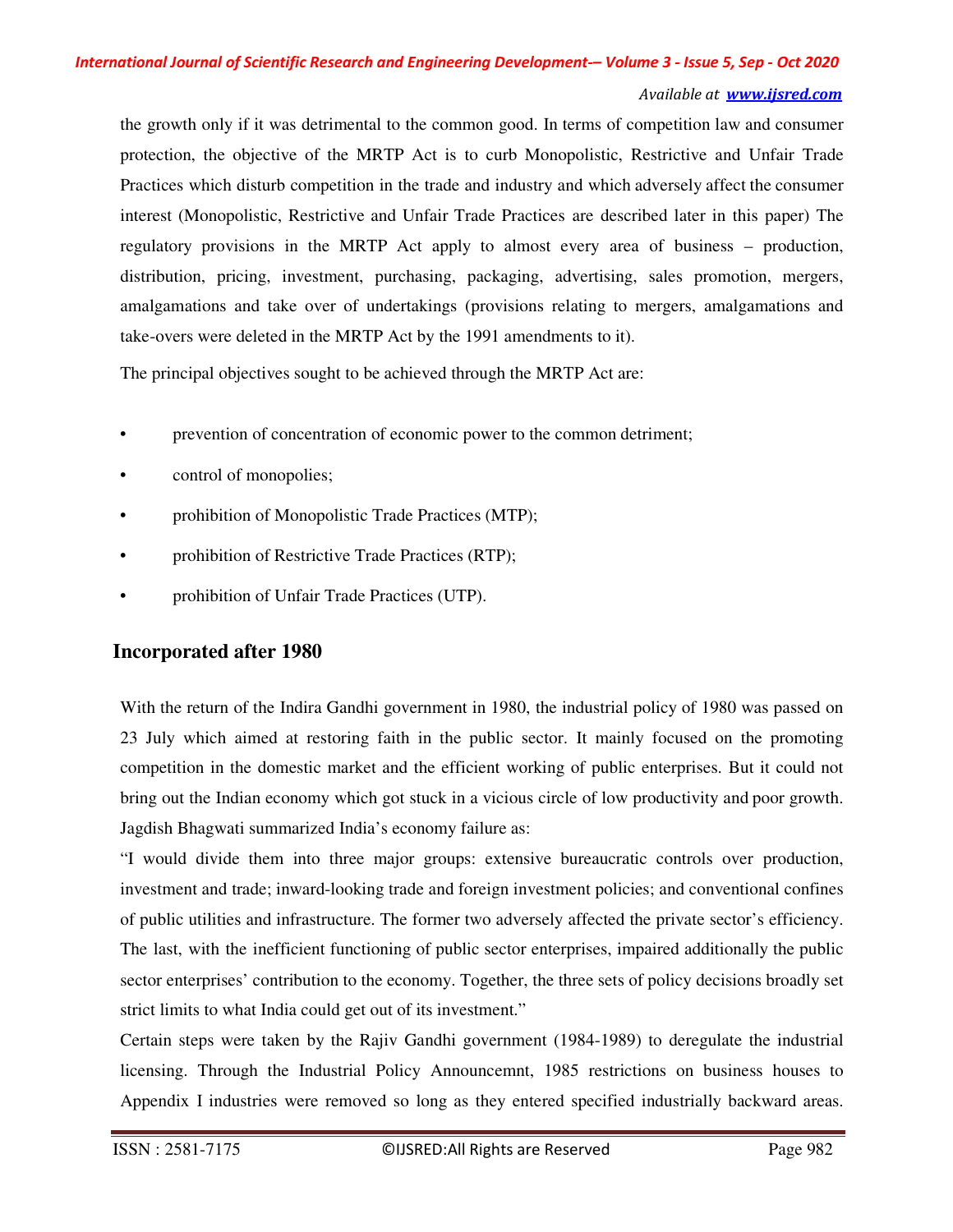the growth only if it was detrimental to the common good. In terms of competition law and consumer protection, the objective of the MRTP Act is to curb Monopolistic, Restrictive and Unfair Trade Practices which disturb competition in the trade and industry and which adversely affect the consumer interest (Monopolistic, Restrictive and Unfair Trade Practices are described later in this paper) The regulatory provisions in the MRTP Act apply to almost every area of business – production, distribution, pricing, investment, purchasing, packaging, advertising, sales promotion, mergers, amalgamations and take over of undertakings (provisions relating to mergers, amalgamations and take-overs were deleted in the MRTP Act by the 1991 amendments to it).

The principal objectives sought to be achieved through the MRTP Act are:

- prevention of concentration of economic power to the common detriment;
- control of monopolies;
- prohibition of Monopolistic Trade Practices (MTP);
- prohibition of Restrictive Trade Practices (RTP);
- prohibition of Unfair Trade Practices (UTP).

## Incorporated after 1980

With the return of the Indira Gandhi government in 1980, the industrial policy of 1980 was passed on 23 July which aimed at restoring faith in the public sector. It mainly focused on the promoting competition in the domestic market and the efficient working of public enterprises. But it could not bring out the Indian economy which got stuck in a vicious circle of low productivity and poor growth. Jagdish Bhagwati summarized India's economy failure as:

"I would divide them into three major groups: extensive bureaucratic controls over production, investment and trade; inward-looking trade and foreign investment policies; and conventional confines of public utilities and infrastructure. The former two adversely affected the private sector's efficiency. The last, with the inefficient functioning of public sector enterprises, impaired additionally the public sector enterprises' contribution to the economy. Together, the three sets of policy decisions broadly set strict limits to what India could get out of its investment."

Certain steps were taken by the Rajiv Gandhi government (1984-1989) to deregulate the industrial licensing. Through the Industrial Policy Announcemnt, 1985 restrictions on business houses to Appendix I industries were removed so long as they entered specified industrially backward areas.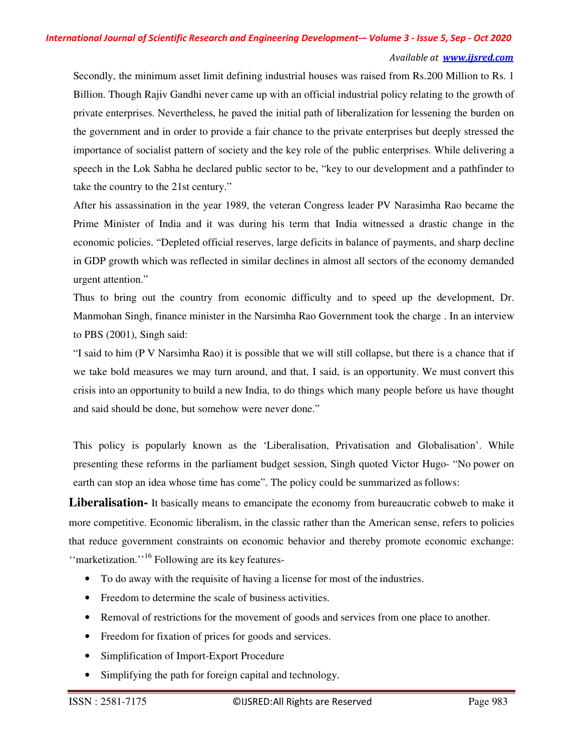Secondly, the minimum asset limit defining industrial houses was raised from Rs.200 Million to Rs. 1 Billion. Though Rajiv Gandhi never came up with an official industrial policy relating to the growth of private enterprises. Nevertheless, he paved the initial path of liberalization for lessening the burden on the government and in order to provide a fair chance to the private enterprises but deeply stressed the importance of socialist pattern of society and the key role of the public enterprises. While delivering a speech in the Lok Sabha he declared public sector to be, "key to our development and a pathfinder to take the country to the 21st century."

After his assassination in the year 1989, the veteran Congress leader PV Narasimha Rao became the Prime Minister of India and it was during his term that India witnessed a drastic change in the economic policies. "Depleted official reserves, large deficits in balance of payments, and sharp decline in GDP growth which was reflected in similar declines in almost all sectors of the economy demanded urgent attention."

Thus to bring out the country from economic difficulty and to speed up the development, Dr. Manmohan Singh, finance minister in the Narsimha Rao Government took the charge . In an interview to PBS (2001), Singh said:

"I said to him (P V Narsimha Rao) it is possible that we will still collapse, but there is a chance that if we take bold measures we may turn around, and that, I said, is an opportunity. We must convert this crisis into an opportunity to build a new India, to do things which many people before us have thought and said should be done, but somehow were never done."

This policy is popularly known as the 'Liberalisation, Privatisation and Globalisation'. While presenting these reforms in the parliament budget session, Singh quoted Victor Hugo- "No power on earth can stop an idea whose time has come". The policy could be summarized as follows:

**Liberalisation-** It basically means to emancipate the economy from bureaucratic cobweb to make it more competitive. Economic liberalism, in the classic rather than the American sense, refers to policies that reduce government constraints on economic behavior and thereby promote economic exchange: ''marketization.''[16] Following are its key features-

- To do away with the requisite of having a license for most of the industries.
- Freedom to determine the scale of business activities.
- Removal of restrictions for the movement of goods and services from one place to another.
- Freedom for fixation of prices for goods and services.
- Simplification of Import-Export Procedure
- Simplifying the path for foreign capital and technology.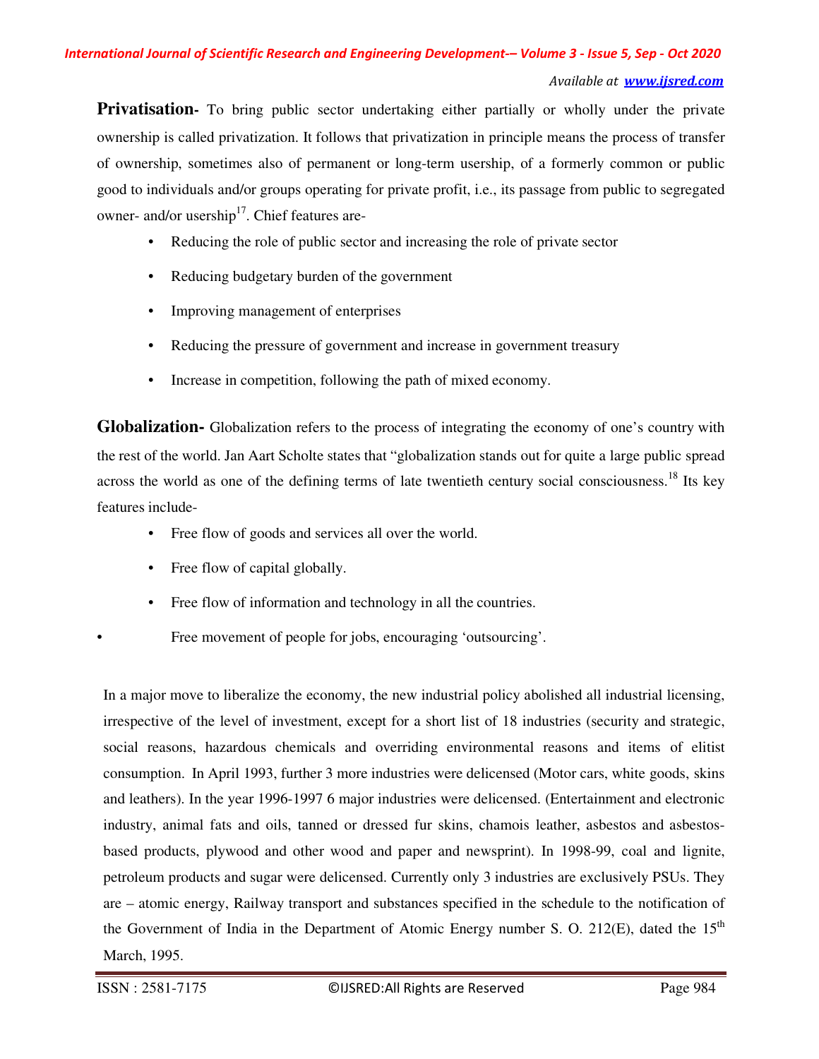**Privatisation-** To bring public sector undertaking either partially or wholly under the private ownership is called privatization. It follows that privatization in principle means the process of transfer of ownership, sometimes also of permanent or long-term usership, of a formerly common or public good to individuals and/or groups operating for private profit, i.e., its passage from public to segregated owner- and/or usership[17]. Chief features are-

- Reducing the role of public sector and increasing the role of private sector
- Reducing budgetary burden of the government
- Improving management of enterprises
- Reducing the pressure of government and increase in government treasury
- Increase in competition, following the path of mixed economy.

**Globalization-** Globalization refers to the process of integrating the economy of one's country with the rest of the world. Jan Aart Scholte states that "globalization stands out for quite a large public spread across the world as one of the defining terms of late twentieth century social consciousness.[18] Its key features include-

- Free flow of goods and services all over the world.
- Free flow of capital globally.
- Free flow of information and technology in all the countries.
- Free movement of people for jobs, encouraging 'outsourcing'.

In a major move to liberalize the economy, the new industrial policy abolished all industrial licensing, irrespective of the level of investment, except for a short list of 18 industries (security and strategic, social reasons, hazardous chemicals and overriding environmental reasons and items of elitist consumption. In April 1993, further 3 more industries were delicensed (Motor cars, white goods, skins and leathers). In the year 1996-1997 6 major industries were delicensed. (Entertainment and electronic industry, animal fats and oils, tanned or dressed fur skins, chamois leather, asbestos and asbestos-based products, plywood and other wood and paper and newsprint). In 1998-99, coal and lignite, petroleum products and sugar were delicensed. Currently only 3 industries are exclusively PSUs. They are – atomic energy, Railway transport and substances specified in the schedule to the notification of the Government of India in the Department of Atomic Energy number S. O. 212(E), dated the 15th March, 1995.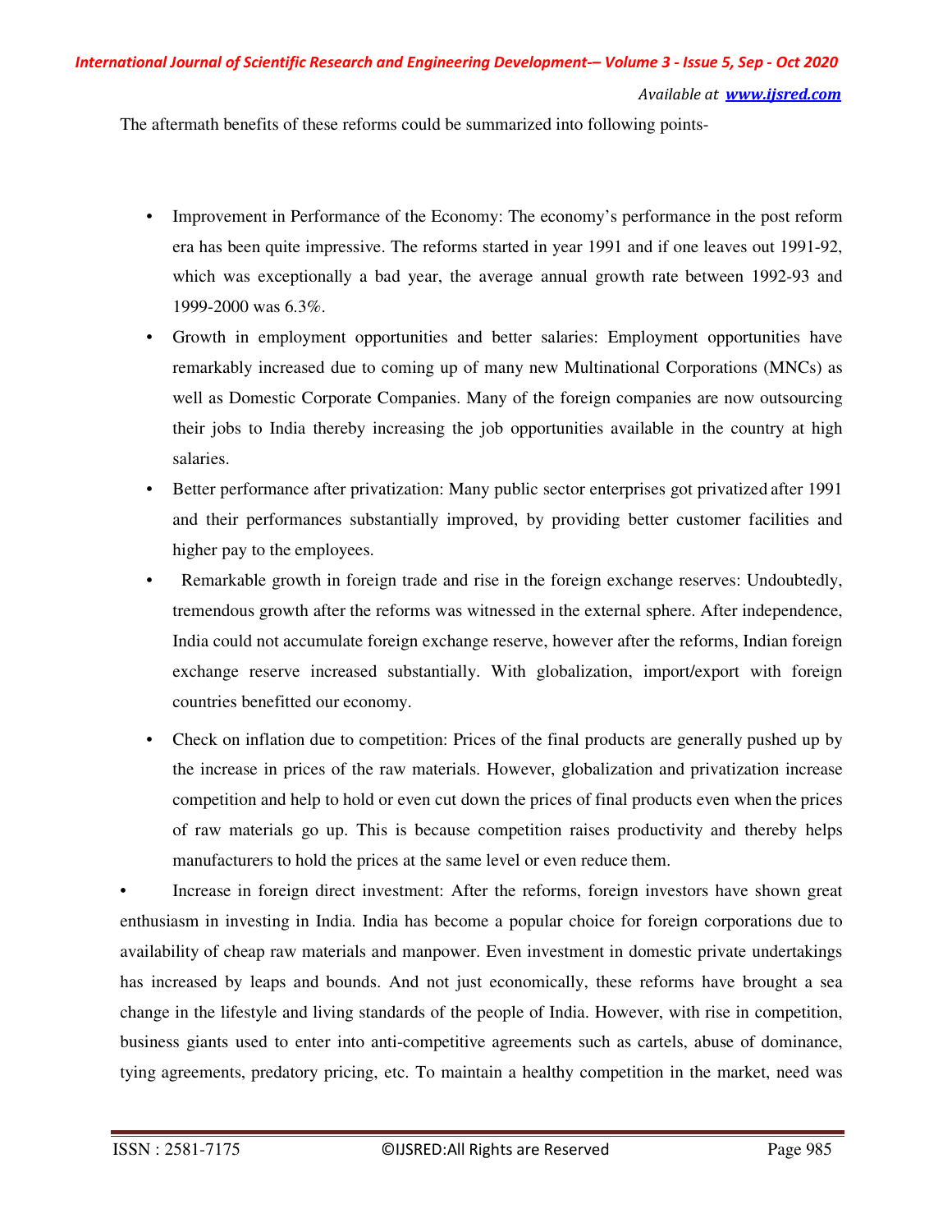The aftermath benefits of these reforms could be summarized into following points-

- Improvement in Performance of the Economy: The economy's performance in the post reform era has been quite impressive. The reforms started in year 1991 and if one leaves out 1991-92, which was exceptionally a bad year, the average annual growth rate between 1992-93 and 1999-2000 was 6.3%.
- Growth in employment opportunities and better salaries: Employment opportunities have remarkably increased due to coming up of many new Multinational Corporations (MNCs) as well as Domestic Corporate Companies. Many of the foreign companies are now outsourcing their jobs to India thereby increasing the job opportunities available in the country at high salaries.
- Better performance after privatization: Many public sector enterprises got privatized after 1991 and their performances substantially improved, by providing better customer facilities and higher pay to the employees.
- Remarkable growth in foreign trade and rise in the foreign exchange reserves: Undoubtedly, tremendous growth after the reforms was witnessed in the external sphere. After independence, India could not accumulate foreign exchange reserve, however after the reforms, Indian foreign exchange reserve increased substantially. With globalization, import/export with foreign countries benefitted our economy.
- Check on inflation due to competition: Prices of the final products are generally pushed up by the increase in prices of the raw materials. However, globalization and privatization increase competition and help to hold or even cut down the prices of final products even when the prices of raw materials go up. This is because competition raises productivity and thereby helps manufacturers to hold the prices at the same level or even reduce them.
- Increase in foreign direct investment: After the reforms, foreign investors have shown great enthusiasm in investing in India. India has become a popular choice for foreign corporations due to availability of cheap raw materials and manpower. Even investment in domestic private undertakings has increased by leaps and bounds. And not just economically, these reforms have brought a sea change in the lifestyle and living standards of the people of India. However, with rise in competition, business giants used to enter into anti-competitive agreements such as cartels, abuse of dominance, tying agreements, predatory pricing, etc. To maintain a healthy competition in the market, need was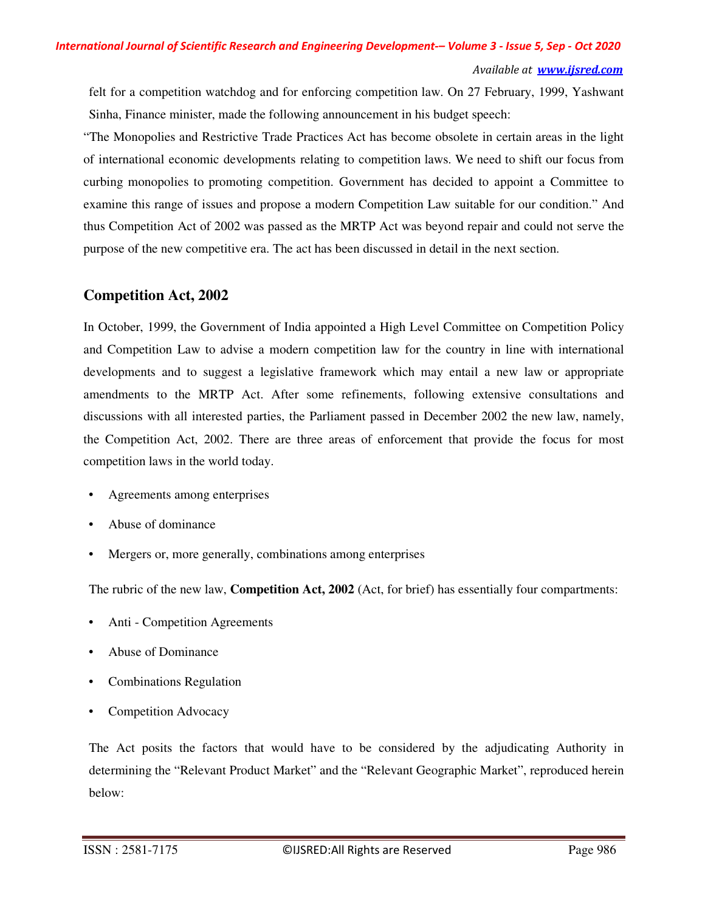felt for a competition watchdog and for enforcing competition law. On 27 February, 1999, Yashwant Sinha, Finance minister, made the following announcement in his budget speech:

"The Monopolies and Restrictive Trade Practices Act has become obsolete in certain areas in the light of international economic developments relating to competition laws. We need to shift our focus from curbing monopolies to promoting competition. Government has decided to appoint a Committee to examine this range of issues and propose a modern Competition Law suitable for our condition." And thus Competition Act of 2002 was passed as the MRTP Act was beyond repair and could not serve the purpose of the new competitive era. The act has been discussed in detail in the next section.

## Competition Act, 2002

In October, 1999, the Government of India appointed a High Level Committee on Competition Policy and Competition Law to advise a modern competition law for the country in line with international developments and to suggest a legislative framework which may entail a new law or appropriate amendments to the MRTP Act. After some refinements, following extensive consultations and discussions with all interested parties, the Parliament passed in December 2002 the new law, namely, the Competition Act, 2002. There are three areas of enforcement that provide the focus for most competition laws in the world today.

- Agreements among enterprises
- Abuse of dominance
- Mergers or, more generally, combinations among enterprises

The rubric of the new law, **Competition Act, 2002** (Act, for brief) has essentially four compartments:

- Anti - Competition Agreements
- Abuse of Dominance
- Combinations Regulation
- Competition Advocacy

The Act posits the factors that would have to be considered by the adjudicating Authority in determining the "Relevant Product Market" and the "Relevant Geographic Market", reproduced herein below: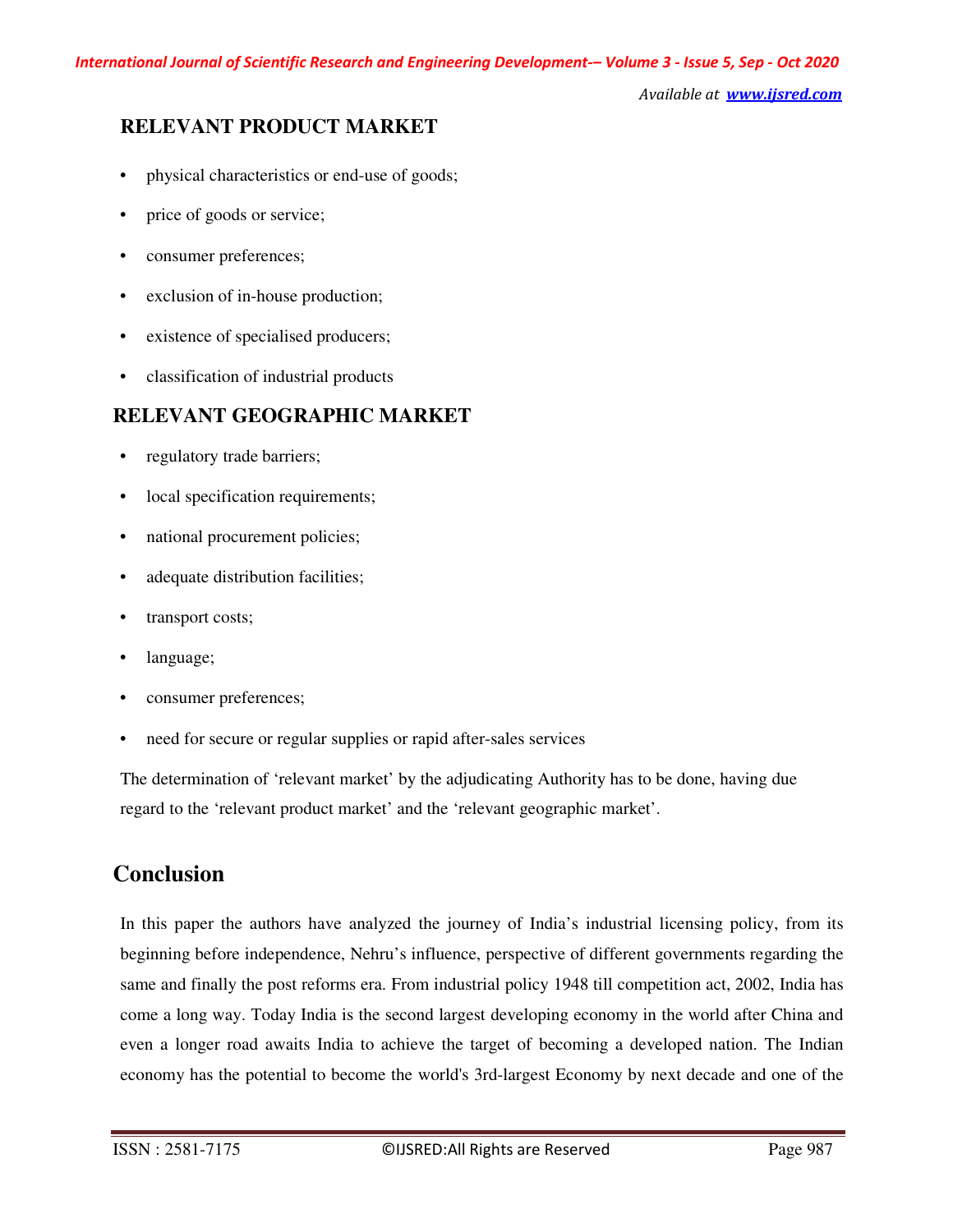## RELEVANT PRODUCT MARKET

- physical characteristics or end-use of goods;
- price of goods or service;
- consumer preferences;
- exclusion of in-house production;
- existence of specialised producers;
- classification of industrial products

## RELEVANT GEOGRAPHIC MARKET

- regulatory trade barriers;
- local specification requirements;
- national procurement policies;
- adequate distribution facilities;
- transport costs;
- language;
- consumer preferences;
- need for secure or regular supplies or rapid after-sales services

The determination of 'relevant market' by the adjudicating Authority has to be done, having due regard to the 'relevant product market' and the 'relevant geographic market'.

## Conclusion

In this paper the authors have analyzed the journey of India's industrial licensing policy, from its beginning before independence, Nehru's influence, perspective of different governments regarding the same and finally the post reforms era. From industrial policy 1948 till competition act, 2002, India has come a long way. Today India is the second largest developing economy in the world after China and even a longer road awaits India to achieve the target of becoming a developed nation. The Indian economy has the potential to become the world's 3rd-largest Economy by next decade and one of the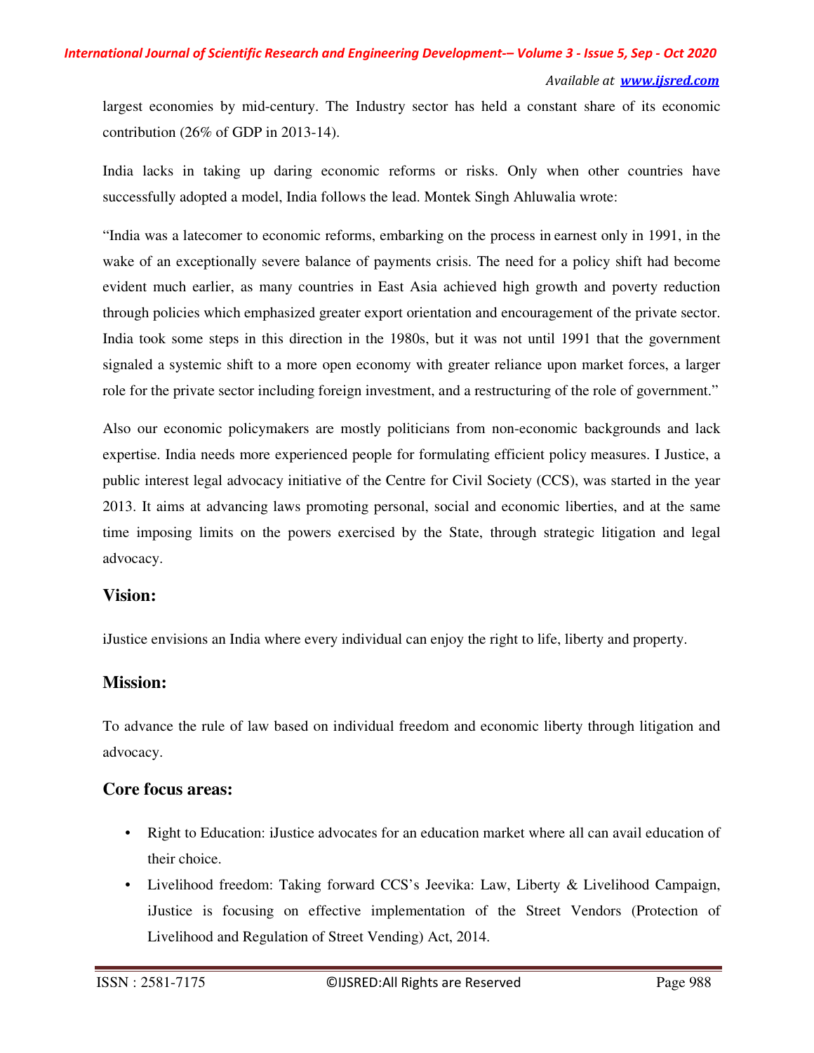largest economies by mid-century. The Industry sector has held a constant share of its economic contribution (26% of GDP in 2013-14).

India lacks in taking up daring economic reforms or risks. Only when other countries have successfully adopted a model, India follows the lead. Montek Singh Ahluwalia wrote:

"India was a latecomer to economic reforms, embarking on the process in earnest only in 1991, in the wake of an exceptionally severe balance of payments crisis. The need for a policy shift had become evident much earlier, as many countries in East Asia achieved high growth and poverty reduction through policies which emphasized greater export orientation and encouragement of the private sector. India took some steps in this direction in the 1980s, but it was not until 1991 that the government signaled a systemic shift to a more open economy with greater reliance upon market forces, a larger role for the private sector including foreign investment, and a restructuring of the role of government."

Also our economic policymakers are mostly politicians from non-economic backgrounds and lack expertise. India needs more experienced people for formulating efficient policy measures. I Justice, a public interest legal advocacy initiative of the Centre for Civil Society (CCS), was started in the year 2013. It aims at advancing laws promoting personal, social and economic liberties, and at the same time imposing limits on the powers exercised by the State, through strategic litigation and legal advocacy.

## Vision:

iJustice envisions an India where every individual can enjoy the right to life, liberty and property.

## Mission:

To advance the rule of law based on individual freedom and economic liberty through litigation and advocacy.

## Core focus areas:

- Right to Education: iJustice advocates for an education market where all can avail education of their choice.
- Livelihood freedom: Taking forward CCS's Jeevika: Law, Liberty & Livelihood Campaign, iJustice is focusing on effective implementation of the Street Vendors (Protection of Livelihood and Regulation of Street Vending) Act, 2014.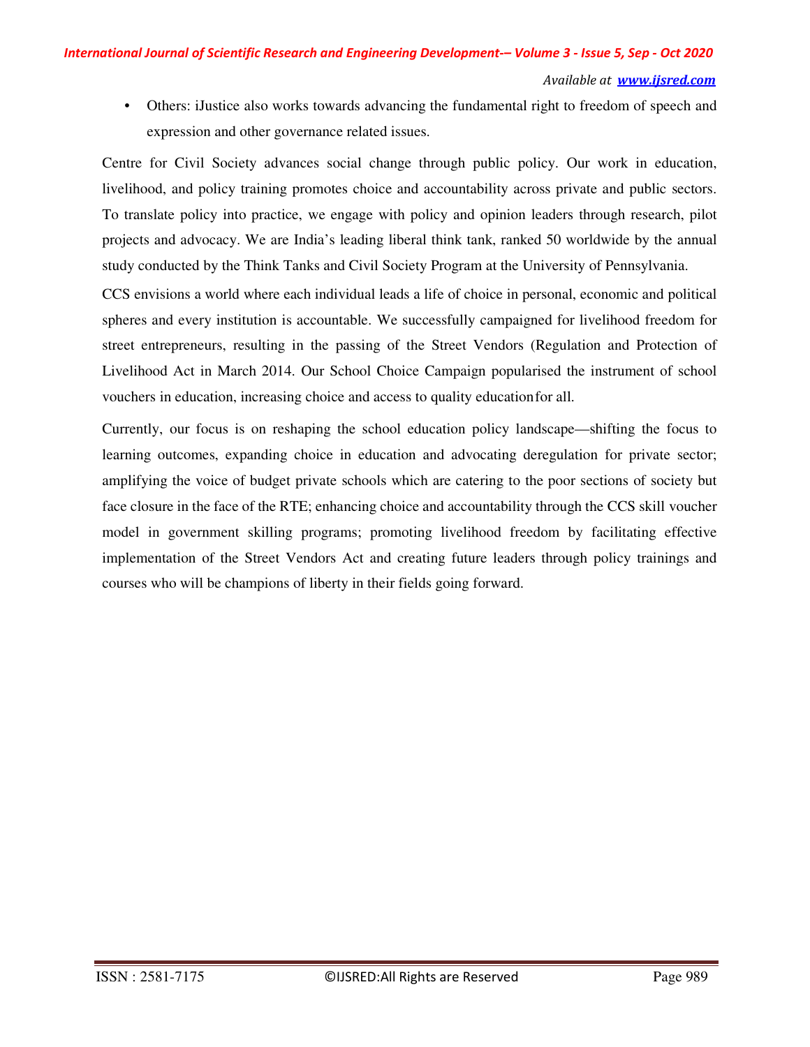- Others: iJustice also works towards advancing the fundamental right to freedom of speech and expression and other governance related issues.

Centre for Civil Society advances social change through public policy. Our work in education, livelihood, and policy training promotes choice and accountability across private and public sectors. To translate policy into practice, we engage with policy and opinion leaders through research, pilot projects and advocacy. We are India's leading liberal think tank, ranked 50 worldwide by the annual study conducted by the Think Tanks and Civil Society Program at the University of Pennsylvania.

CCS envisions a world where each individual leads a life of choice in personal, economic and political spheres and every institution is accountable. We successfully campaigned for livelihood freedom for street entrepreneurs, resulting in the passing of the Street Vendors (Regulation and Protection of Livelihood Act in March 2014. Our School Choice Campaign popularised the instrument of school vouchers in education, increasing choice and access to quality educationfor all.

Currently, our focus is on reshaping the school education policy landscape—shifting the focus to learning outcomes, expanding choice in education and advocating deregulation for private sector; amplifying the voice of budget private schools which are catering to the poor sections of society but face closure in the face of the RTE; enhancing choice and accountability through the CCS skill voucher model in government skilling programs; promoting livelihood freedom by facilitating effective implementation of the Street Vendors Act and creating future leaders through policy trainings and courses who will be champions of liberty in their fields going forward.